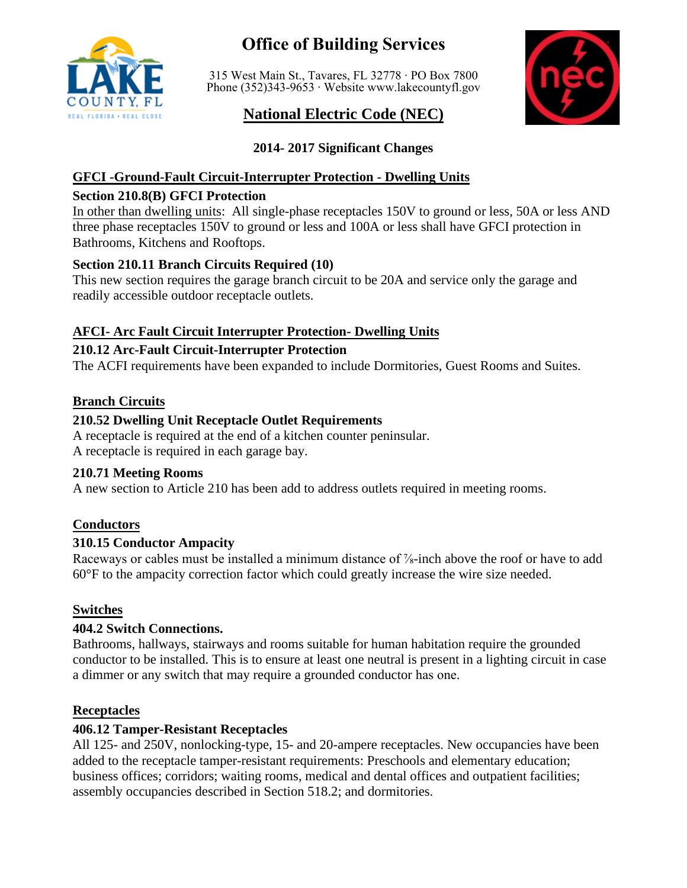# Office of Building Services

315 West Main St., Tavares, FL 32778 · PO Box 7800
Phone (352)343-9653 · Website www.lakecountyfl.gov

## National Electric Code (NEC)

### 2014- 2017 Significant Changes

**GFCI -Ground-Fault Circuit-Interrupter Protection - Dwelling Units**

**Section 210.8(B) GFCI Protection**

In other than dwelling units: All single-phase receptacles 150V to ground or less, 50A or less AND three phase receptacles 150V to ground or less and 100A or less shall have GFCI protection in Bathrooms, Kitchens and Rooftops.

**Section 210.11 Branch Circuits Required (10)**

This new section requires the garage branch circuit to be 20A and service only the garage and readily accessible outdoor receptacle outlets.

**AFCI- Arc Fault Circuit Interrupter Protection- Dwelling Units**

**210.12 Arc-Fault Circuit-Interrupter Protection**

The ACFI requirements have been expanded to include Dormitories, Guest Rooms and Suites.

**Branch Circuits**

**210.52 Dwelling Unit Receptacle Outlet Requirements**

A receptacle is required at the end of a kitchen counter peninsular.
A receptacle is required in each garage bay.

**210.71 Meeting Rooms**

A new section to Article 210 has been add to address outlets required in meeting rooms.

**Conductors**

**310.15 Conductor Ampacity**

Raceways or cables must be installed a minimum distance of ⅞-inch above the roof or have to add 60°F to the ampacity correction factor which could greatly increase the wire size needed.

**Switches**

**404.2 Switch Connections.**

Bathrooms, hallways, stairways and rooms suitable for human habitation require the grounded conductor to be installed. This is to ensure at least one neutral is present in a lighting circuit in case a dimmer or any switch that may require a grounded conductor has one.

**Receptacles**

**406.12 Tamper-Resistant Receptacles**

All 125- and 250V, nonlocking-type, 15- and 20-ampere receptacles. New occupancies have been added to the receptacle tamper-resistant requirements: Preschools and elementary education; business offices; corridors; waiting rooms, medical and dental offices and outpatient facilities; assembly occupancies described in Section 518.2; and dormitories.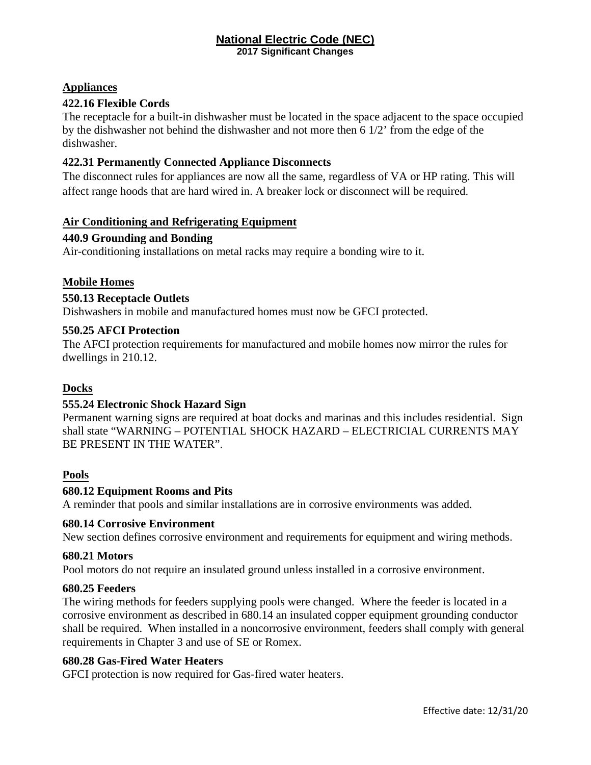# National Electric Code (NEC)

**2017 Significant Changes**

## Appliances

### 422.16 Flexible Cords

The receptacle for a built-in dishwasher must be located in the space adjacent to the space occupied by the dishwasher not behind the dishwasher and not more then 6 1/2' from the edge of the dishwasher.

### 422.31 Permanently Connected Appliance Disconnects

The disconnect rules for appliances are now all the same, regardless of VA or HP rating. This will affect range hoods that are hard wired in. A breaker lock or disconnect will be required.

## Air Conditioning and Refrigerating Equipment

### 440.9 Grounding and Bonding

Air-conditioning installations on metal racks may require a bonding wire to it.

## Mobile Homes

### 550.13 Receptacle Outlets

Dishwashers in mobile and manufactured homes must now be GFCI protected.

### 550.25 AFCI Protection

The AFCI protection requirements for manufactured and mobile homes now mirror the rules for dwellings in 210.12.

## Docks

### 555.24 Electronic Shock Hazard Sign

Permanent warning signs are required at boat docks and marinas and this includes residential. Sign shall state "WARNING – POTENTIAL SHOCK HAZARD – ELECTRICIAL CURRENTS MAY BE PRESENT IN THE WATER".

## Pools

### 680.12 Equipment Rooms and Pits

A reminder that pools and similar installations are in corrosive environments was added.

### 680.14 Corrosive Environment

New section defines corrosive environment and requirements for equipment and wiring methods.

### 680.21 Motors

Pool motors do not require an insulated ground unless installed in a corrosive environment.

### 680.25 Feeders

The wiring methods for feeders supplying pools were changed. Where the feeder is located in a corrosive environment as described in 680.14 an insulated copper equipment grounding conductor shall be required. When installed in a noncorrosive environment, feeders shall comply with general requirements in Chapter 3 and use of SE or Romex.

### 680.28 Gas-Fired Water Heaters

GFCI protection is now required for Gas-fired water heaters.

Effective date: 12/31/20